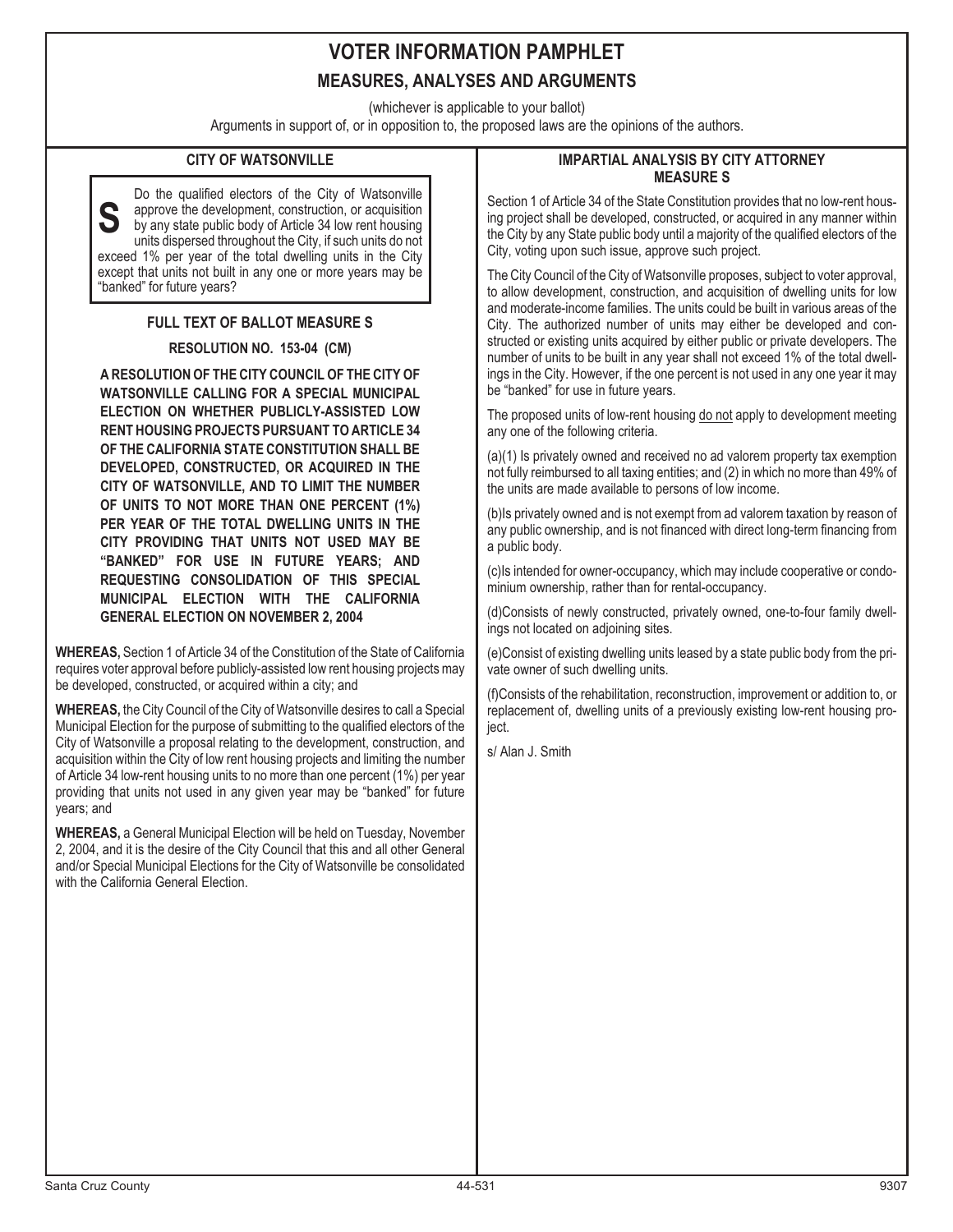# VOTER INFORMATION PAMPHLET

## MEASURES, ANALYSES AND ARGUMENTS

(whichever is applicable to your ballot)

Arguments in support of, or in opposition to, the proposed laws are the opinions of the authors.

### CITY OF WATSONVILLE

**S** Do the qualified electors of the City of Watsonville approve the development, construction, or acquisition by any state public body of Article 34 low rent housing units dispersed throughout the City, if such units do not exceed 1% per year of the total dwelling units in the City except that units not built in any one or more years may be "banked" for future years?

### FULL TEXT OF BALLOT MEASURE S

**RESOLUTION NO. 153-04 (CM)**

**A RESOLUTION OF THE CITY COUNCIL OF THE CITY OF WATSONVILLE CALLING FOR A SPECIAL MUNICIPAL ELECTION ON WHETHER PUBLICLY-ASSISTED LOW RENT HOUSING PROJECTS PURSUANT TO ARTICLE 34 OF THE CALIFORNIA STATE CONSTITUTION SHALL BE DEVELOPED, CONSTRUCTED, OR ACQUIRED IN THE CITY OF WATSONVILLE, AND TO LIMIT THE NUMBER OF UNITS TO NOT MORE THAN ONE PERCENT (1%) PER YEAR OF THE TOTAL DWELLING UNITS IN THE CITY PROVIDING THAT UNITS NOT USED MAY BE "BANKED" FOR USE IN FUTURE YEARS; AND REQUESTING CONSOLIDATION OF THIS SPECIAL MUNICIPAL ELECTION WITH THE CALIFORNIA GENERAL ELECTION ON NOVEMBER 2, 2004**

**WHEREAS,** Section 1 of Article 34 of the Constitution of the State of California requires voter approval before publicly-assisted low rent housing projects may be developed, constructed, or acquired within a city; and

**WHEREAS,** the City Council of the City of Watsonville desires to call a Special Municipal Election for the purpose of submitting to the qualified electors of the City of Watsonville a proposal relating to the development, construction, and acquisition within the City of low rent housing projects and limiting the number of Article 34 low-rent housing units to no more than one percent (1%) per year providing that units not used in any given year may be "banked" for future years; and

**WHEREAS,** a General Municipal Election will be held on Tuesday, November 2, 2004, and it is the desire of the City Council that this and all other General and/or Special Municipal Elections for the City of Watsonville be consolidated with the California General Election.

### IMPARTIAL ANALYSIS BY CITY ATTORNEY MEASURE S

Section 1 of Article 34 of the State Constitution provides that no low-rent housing project shall be developed, constructed, or acquired in any manner within the City by any State public body until a majority of the qualified electors of the City, voting upon such issue, approve such project.

The City Council of the City of Watsonville proposes, subject to voter approval, to allow development, construction, and acquisition of dwelling units for low and moderate-income families. The units could be built in various areas of the City. The authorized number of units may either be developed and constructed or existing units acquired by either public or private developers. The number of units to be built in any year shall not exceed 1% of the total dwellings in the City. However, if the one percent is not used in any one year it may be "banked" for use in future years.

The proposed units of low-rent housing do not apply to development meeting any one of the following criteria.

(a)(1) Is privately owned and received no ad valorem property tax exemption not fully reimbursed to all taxing entities; and (2) in which no more than 49% of the units are made available to persons of low income.

(b)Is privately owned and is not exempt from ad valorem taxation by reason of any public ownership, and is not financed with direct long-term financing from a public body.

(c)Is intended for owner-occupancy, which may include cooperative or condominium ownership, rather than for rental-occupancy.

(d)Consists of newly constructed, privately owned, one-to-four family dwellings not located on adjoining sites.

(e)Consist of existing dwelling units leased by a state public body from the private owner of such dwelling units.

(f)Consists of the rehabilitation, reconstruction, improvement or addition to, or replacement of, dwelling units of a previously existing low-rent housing project.

s/ Alan J. Smith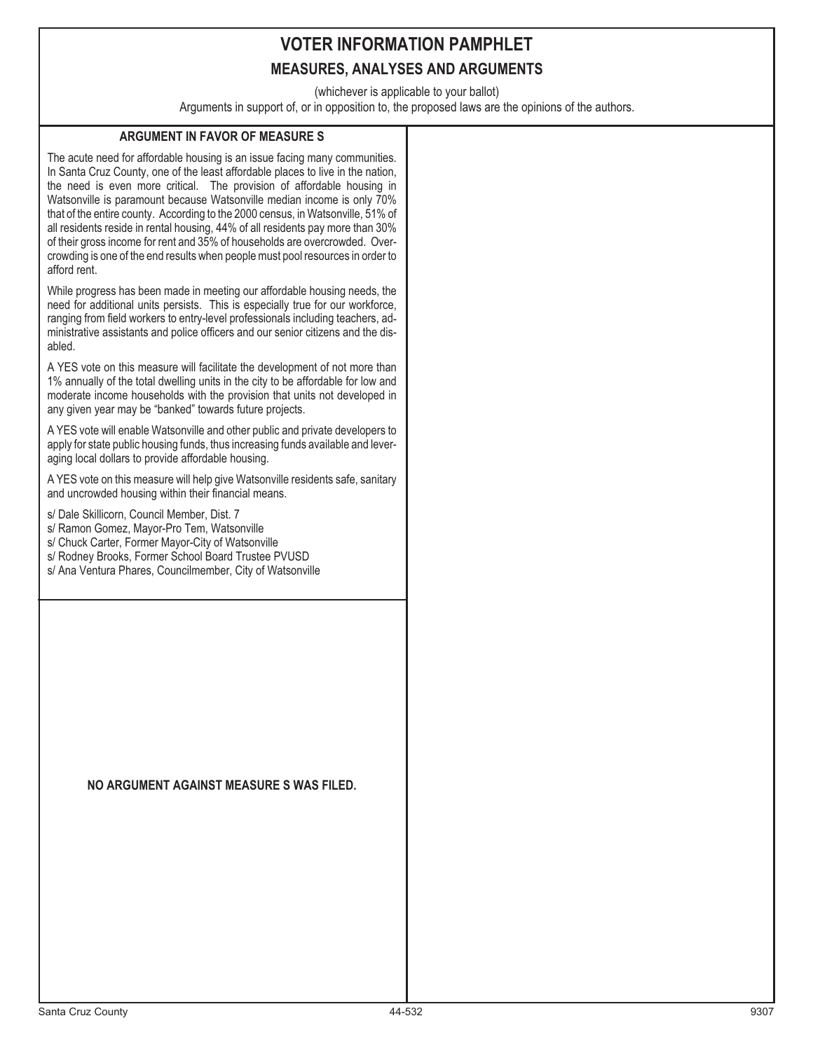# VOTER INFORMATION PAMPHLET

## MEASURES, ANALYSES AND ARGUMENTS

(whichever is applicable to your ballot)

Arguments in support of, or in opposition to, the proposed laws are the opinions of the authors.

### ARGUMENT IN FAVOR OF MEASURE S

The acute need for affordable housing is an issue facing many communities. In Santa Cruz County, one of the least affordable places to live in the nation, the need is even more critical. The provision of affordable housing in Watsonville is paramount because Watsonville median income is only 70% that of the entire county. According to the 2000 census, in Watsonville, 51% of all residents reside in rental housing, 44% of all residents pay more than 30% of their gross income for rent and 35% of households are overcrowded. Overcrowding is one of the end results when people must pool resources in order to afford rent.

While progress has been made in meeting our affordable housing needs, the need for additional units persists. This is especially true for our workforce, ranging from field workers to entry-level professionals including teachers, administrative assistants and police officers and our senior citizens and the disabled.

A YES vote on this measure will facilitate the development of not more than 1% annually of the total dwelling units in the city to be affordable for low and moderate income households with the provision that units not developed in any given year may be "banked" towards future projects.

A YES vote will enable Watsonville and other public and private developers to apply for state public housing funds, thus increasing funds available and leveraging local dollars to provide affordable housing.

A YES vote on this measure will help give Watsonville residents safe, sanitary and uncrowded housing within their financial means.

s/ Dale Skillicorn, Council Member, Dist. 7
s/ Ramon Gomez, Mayor-Pro Tem, Watsonville
s/ Chuck Carter, Former Mayor-City of Watsonville
s/ Rodney Brooks, Former School Board Trustee PVUSD
s/ Ana Ventura Phares, Councilmember, City of Watsonville

**NO ARGUMENT AGAINST MEASURE S WAS FILED.**